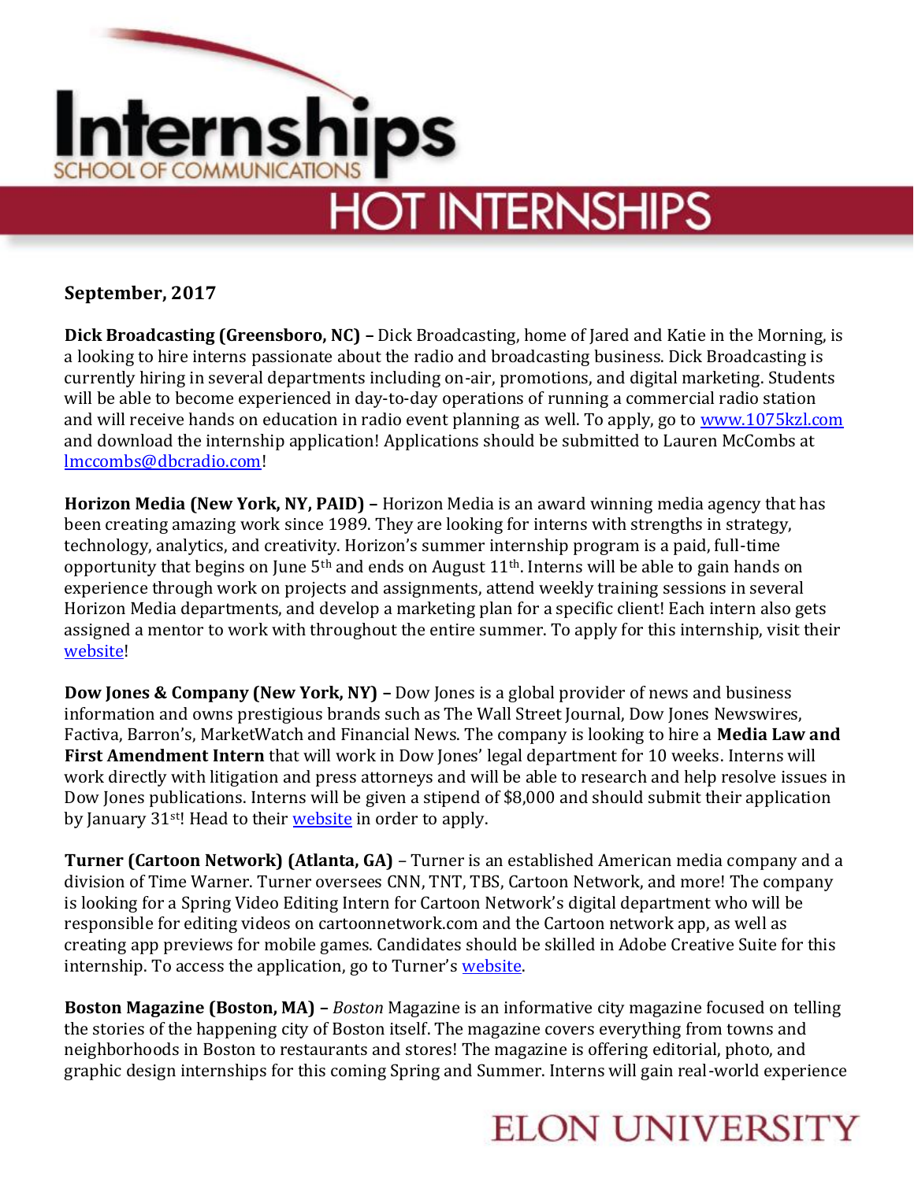# Internships

SCHOOL OF COMMUNICATIONS

## HOT INTERNSHIPS

**September, 2017**

**Dick Broadcasting (Greensboro, NC) –** Dick Broadcasting, home of Jared and Katie in the Morning, is a looking to hire interns passionate about the radio and broadcasting business. Dick Broadcasting is currently hiring in several departments including on-air, promotions, and digital marketing. Students will be able to become experienced in day-to-day operations of running a commercial radio station and will receive hands on education in radio event planning as well. To apply, go to www.1075kzl.com and download the internship application! Applications should be submitted to Lauren McCombs at lmccombs@dbcradio.com!

**Horizon Media (New York, NY, PAID) –** Horizon Media is an award winning media agency that has been creating amazing work since 1989. They are looking for interns with strengths in strategy, technology, analytics, and creativity. Horizon's summer internship program is a paid, full-time opportunity that begins on June 5th and ends on August 11th. Interns will be able to gain hands on experience through work on projects and assignments, attend weekly training sessions in several Horizon Media departments, and develop a marketing plan for a specific client! Each intern also gets assigned a mentor to work with throughout the entire summer. To apply for this internship, visit their website!

**Dow Jones & Company (New York, NY) –** Dow Jones is a global provider of news and business information and owns prestigious brands such as The Wall Street Journal, Dow Jones Newswires, Factiva, Barron's, MarketWatch and Financial News. The company is looking to hire a **Media Law and First Amendment Intern** that will work in Dow Jones' legal department for 10 weeks. Interns will work directly with litigation and press attorneys and will be able to research and help resolve issues in Dow Jones publications. Interns will be given a stipend of $8,000 and should submit their application by January 31st! Head to their website in order to apply.

**Turner (Cartoon Network) (Atlanta, GA)** – Turner is an established American media company and a division of Time Warner. Turner oversees CNN, TNT, TBS, Cartoon Network, and more! The company is looking for a Spring Video Editing Intern for Cartoon Network's digital department who will be responsible for editing videos on cartoonnetwork.com and the Cartoon network app, as well as creating app previews for mobile games. Candidates should be skilled in Adobe Creative Suite for this internship. To access the application, go to Turner's website.

**Boston Magazine (Boston, MA) –** *Boston* Magazine is an informative city magazine focused on telling the stories of the happening city of Boston itself. The magazine covers everything from towns and neighborhoods in Boston to restaurants and stores! The magazine is offering editorial, photo, and graphic design internships for this coming Spring and Summer. Interns will gain real-world experience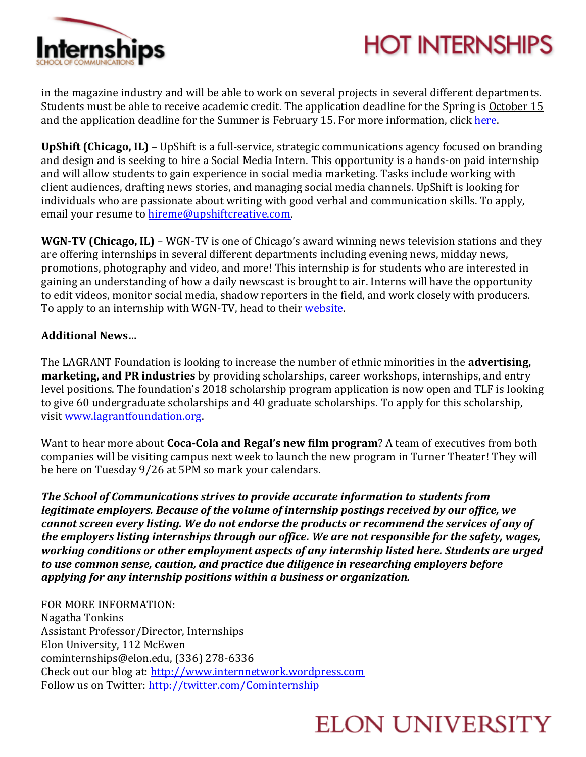in the magazine industry and will be able to work on several projects in several different departments. Students must be able to receive academic credit. The application deadline for the Spring is October 15 and the application deadline for the Summer is February 15. For more information, click [here]().

**UpShift (Chicago, IL)** – UpShift is a full-service, strategic communications agency focused on branding and design and is seeking to hire a Social Media Intern. This opportunity is a hands-on paid internship and will allow students to gain experience in social media marketing. Tasks include working with client audiences, drafting news stories, and managing social media channels. UpShift is looking for individuals who are passionate about writing with good verbal and communication skills. To apply, email your resume to hireme@upshiftcreative.com.

**WGN-TV (Chicago, IL)** – WGN-TV is one of Chicago's award winning news television stations and they are offering internships in several different departments including evening news, midday news, promotions, photography and video, and more! This internship is for students who are interested in gaining an understanding of how a daily newscast is brought to air. Interns will have the opportunity to edit videos, monitor social media, shadow reporters in the field, and work closely with producers. To apply to an internship with WGN-TV, head to their [website]().

**Additional News…**

The LAGRANT Foundation is looking to increase the number of ethnic minorities in the **advertising, marketing, and PR industries** by providing scholarships, career workshops, internships, and entry level positions. The foundation's 2018 scholarship program application is now open and TLF is looking to give 60 undergraduate scholarships and 40 graduate scholarships. To apply for this scholarship, visit www.lagrantfoundation.org.

Want to hear more about **Coca-Cola and Regal's new film program**? A team of executives from both companies will be visiting campus next week to launch the new program in Turner Theater! They will be here on Tuesday 9/26 at 5PM so mark your calendars.

***The School of Communications strives to provide accurate information to students from legitimate employers. Because of the volume of internship postings received by our office, we cannot screen every listing. We do not endorse the products or recommend the services of any of the employers listing internships through our office. We are not responsible for the safety, wages, working conditions or other employment aspects of any internship listed here. Students are urged to use common sense, caution, and practice due diligence in researching employers before applying for any internship positions within a business or organization.***

FOR MORE INFORMATION:
Nagatha Tonkins
Assistant Professor/Director, Internships
Elon University, 112 McEwen
cominternships@elon.edu, (336) 278-6336
Check out our blog at: http://www.internnetwork.wordpress.com
Follow us on Twitter: http://twitter.com/Cominternship